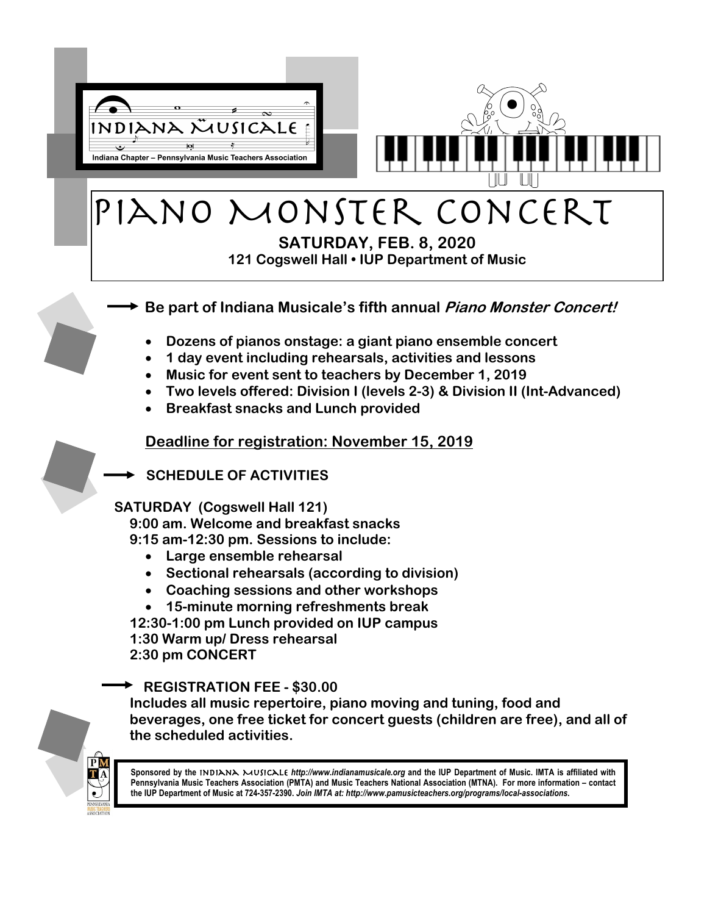INDIANA MUSICALE

Indiana Chapter – Pennsylvania Music Teachers Association

# PIANO MONSTER CONCERT

**SATURDAY, FEB. 8, 2020**

**121 Cogswell Hall • IUP Department of Music**

**Be part of Indiana Musicale's fifth annual *Piano Monster Concert!***

- **Dozens of pianos onstage: a giant piano ensemble concert**
- **1 day event including rehearsals, activities and lessons**
- **Music for event sent to teachers by December 1, 2019**
- **Two levels offered: Division I (levels 2-3) & Division II (Int-Advanced)**
- **Breakfast snacks and Lunch provided**

**Deadline for registration: November 15, 2019**

## SCHEDULE OF ACTIVITIES

**SATURDAY (Cogswell Hall 121)**

**9:00 am. Welcome and breakfast snacks**

**9:15 am-12:30 pm. Sessions to include:**

- **Large ensemble rehearsal**
- **Sectional rehearsals (according to division)**
- **Coaching sessions and other workshops**
- **15-minute morning refreshments break**

**12:30-1:00 pm Lunch provided on IUP campus**

**1:30 Warm up/ Dress rehearsal**

**2:30 pm CONCERT**

## REGISTRATION FEE - $30.00

**Includes all music repertoire, piano moving and tuning, food and beverages, one free ticket for concert guests (children are free), and all of the scheduled activities.**

**Sponsored by the INDIANA MUSICALE *http://www.indianamusicale.org* and the IUP Department of Music. IMTA is affiliated with Pennsylvania Music Teachers Association (PMTA) and Music Teachers National Association (MTNA). For more information – contact the IUP Department of Music at 724-357-2390. *Join IMTA at: http://www.pamusicteachers.org/programs/local-associations.***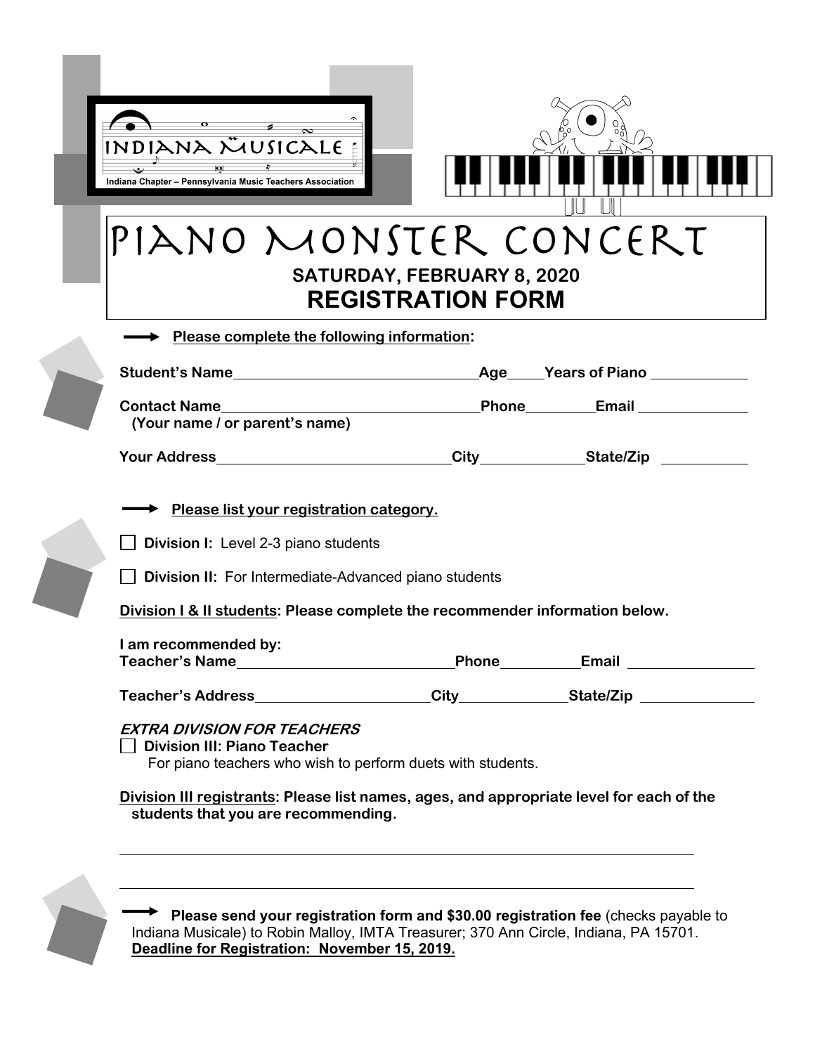INDIANA MUSICALE

Indiana Chapter – Pennsylvania Music Teachers Association

# PIANO MONSTER CONCERT

## SATURDAY, FEBRUARY 8, 2020

## REGISTRATION FORM

→ **Please complete the following information:**

**Student's Name**\_\_\_\_\_\_\_\_\_\_\_\_\_\_\_\_\_\_\_\_\_\_\_\_\_\_\_\_\_\_**Age**\_\_\_\_**Years of Piano** \_\_\_\_\_\_\_\_\_\_\_

**Contact Name**\_\_\_\_\_\_\_\_\_\_\_\_\_\_\_\_\_\_\_\_\_\_\_\_\_\_\_\_\_\_\_\_**Phone**\_\_\_\_\_\_\_\_**Email** \_\_\_\_\_\_\_\_\_\_\_\_\_
**(Your name / or parent's name)**

**Your Address**\_\_\_\_\_\_\_\_\_\_\_\_\_\_\_\_\_\_\_\_\_\_\_\_\_\_\_\_\_\_**City**\_\_\_\_\_\_\_\_\_\_\_\_**State/Zip** \_\_\_\_\_\_\_\_\_\_

→ **Please list your registration category.**

☐ **Division I:** Level 2-3 piano students

☐ **Division II:** For Intermediate-Advanced piano students

**Division I & II students: Please complete the recommender information below.**

**I am recommended by:**
**Teacher's Name**\_\_\_\_\_\_\_\_\_\_\_\_\_\_\_\_\_\_\_\_\_\_\_\_\_\_\_**Phone**\_\_\_\_\_\_\_\_\_**Email** \_\_\_\_\_\_\_\_\_\_\_\_\_\_\_

**Teacher's Address**\_\_\_\_\_\_\_\_\_\_\_\_\_\_\_\_\_\_\_\_\_\_**City**\_\_\_\_\_\_\_\_\_\_\_\_\_**State/Zip** \_\_\_\_\_\_\_\_\_\_\_\_\_\_

***EXTRA DIVISION FOR TEACHERS***

☐ **Division III: Piano Teacher**
For piano teachers who wish to perform duets with students.

**Division III registrants: Please list names, ages, and appropriate level for each of the students that you are recommending.**

\_\_\_\_\_\_\_\_\_\_\_\_\_\_\_\_\_\_\_\_\_\_\_\_\_\_\_\_\_\_\_\_\_\_\_\_\_\_\_\_\_\_\_\_\_\_\_\_\_\_\_\_\_\_\_\_\_\_\_\_\_\_\_\_\_\_\_\_\_\_\_\_

\_\_\_\_\_\_\_\_\_\_\_\_\_\_\_\_\_\_\_\_\_\_\_\_\_\_\_\_\_\_\_\_\_\_\_\_\_\_\_\_\_\_\_\_\_\_\_\_\_\_\_\_\_\_\_\_\_\_\_\_\_\_\_\_\_\_\_\_\_\_\_\_

→ **Please send your registration form and $30.00 registration fee** (checks payable to Indiana Musicale) to Robin Malloy, IMTA Treasurer; 370 Ann Circle, Indiana, PA 15701.
**Deadline for Registration: November 15, 2019.**